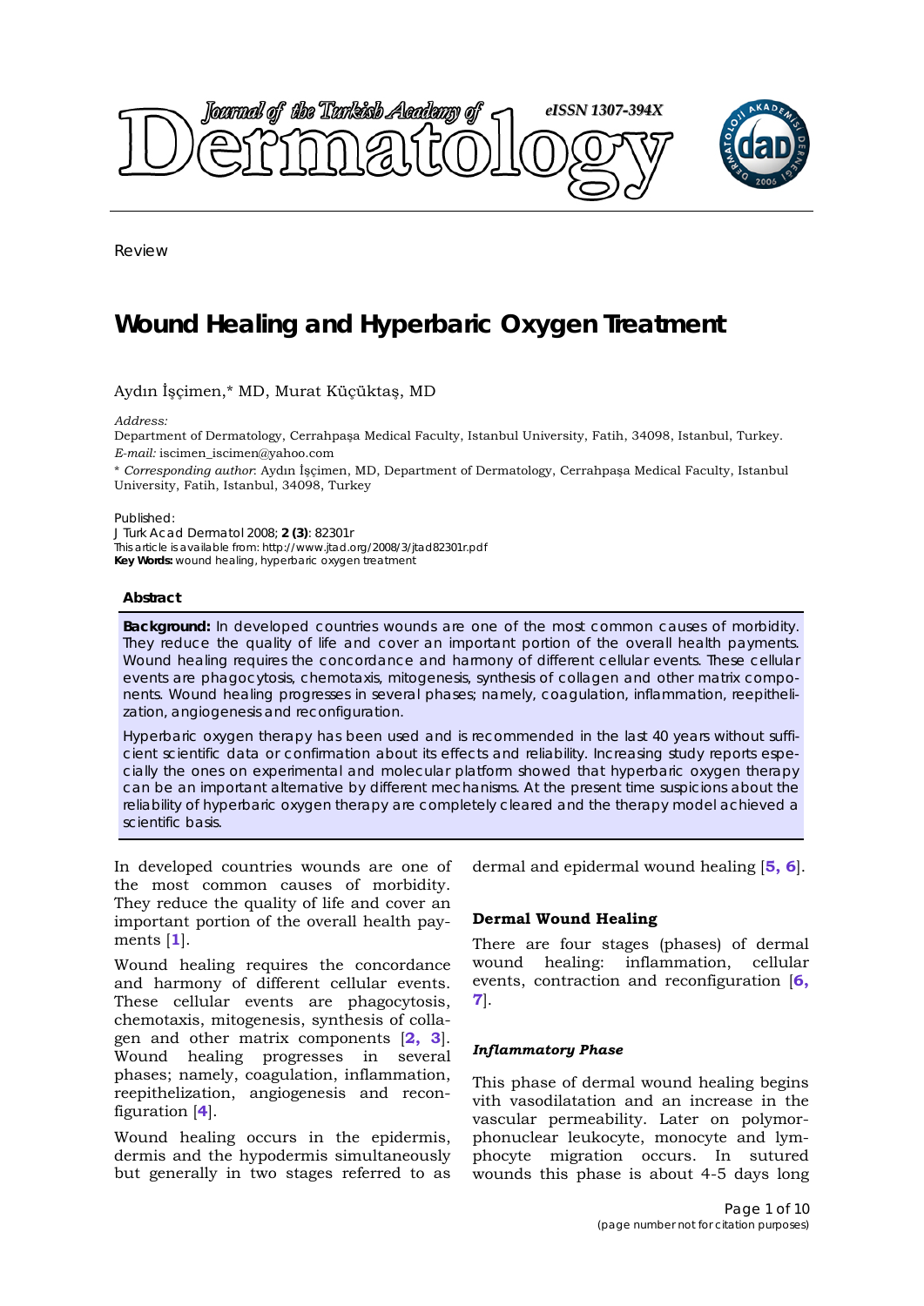Review

# Wound Healing and Hyperbaric Oxygen Treatment

Aydın İşçimen,* MD, Murat Küçüktaş, MD

*Address:*
Department of Dermatology, Cerrahpaşa Medical Faculty, Istanbul University, Fatih, 34098, Istanbul, Turkey.
*E-mail:* iscimen_iscimen@yahoo.com

\* *Corresponding author*: Aydın İşçimen, MD, Department of Dermatology, Cerrahpaşa Medical Faculty, Istanbul University, Fatih, Istanbul, 34098, Turkey

Published:
J Turk Acad Dermatol 2008; **2 (3)**: 82301r
This article is available from: http://www.jtad.org/2008/3/jtad82301r.pdf
**Key Words:** wound healing, hyperbaric oxygen treatment

## Abstract

**Background:** In developed countries wounds are one of the most common causes of morbidity. They reduce the quality of life and cover an important portion of the overall health payments. Wound healing requires the concordance and harmony of different cellular events. These cellular events are phagocytosis, chemotaxis, mitogenesis, synthesis of collagen and other matrix components. Wound healing progresses in several phases; namely, coagulation, inflammation, reepithelization, angiogenesis and reconfiguration.

Hyperbaric oxygen therapy has been used and is recommended in the last 40 years without sufficient scientific data or confirmation about its effects and reliability. Increasing study reports especially the ones on experimental and molecular platform showed that hyperbaric oxygen therapy can be an important alternative by different mechanisms. At the present time suspicions about the reliability of hyperbaric oxygen therapy are completely cleared and the therapy model achieved a scientific basis.

In developed countries wounds are one of the most common causes of morbidity. They reduce the quality of life and cover an important portion of the overall health payments [1].

Wound healing requires the concordance and harmony of different cellular events. These cellular events are phagocytosis, chemotaxis, mitogenesis, synthesis of collagen and other matrix components [2, 3]. Wound healing progresses in several phases; namely, coagulation, inflammation, reepithelization, angiogenesis and reconfiguration [4].

Wound healing occurs in the epidermis, dermis and the hypodermis simultaneously but generally in two stages referred to as dermal and epidermal wound healing [5, 6].

### Dermal Wound Healing

There are four stages (phases) of dermal wound healing: inflammation, cellular events, contraction and reconfiguration [6, 7].

#### *Inflammatory Phase*

This phase of dermal wound healing begins with vasodilatation and an increase in the vascular permeability. Later on polymorphonuclear leukocyte, monocyte and lymphocyte migration occurs. In sutured wounds this phase is about 4-5 days long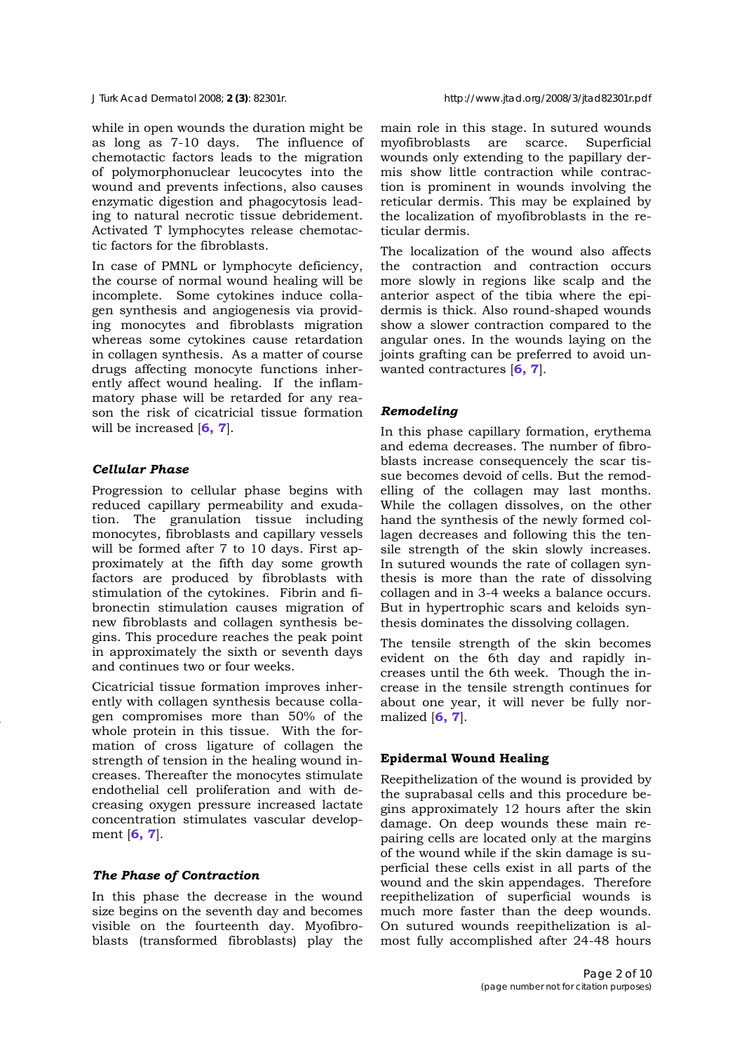while in open wounds the duration might be as long as 7-10 days. The influence of chemotactic factors leads to the migration of polymorphonuclear leucocytes into the wound and prevents infections, also causes enzymatic digestion and phagocytosis leading to natural necrotic tissue debridement. Activated T lymphocytes release chemotactic factors for the fibroblasts.

In case of PMNL or lymphocyte deficiency, the course of normal wound healing will be incomplete. Some cytokines induce collagen synthesis and angiogenesis via providing monocytes and fibroblasts migration whereas some cytokines cause retardation in collagen synthesis. As a matter of course drugs affecting monocyte functions inherently affect wound healing. If the inflammatory phase will be retarded for any reason the risk of cicatricial tissue formation will be increased [6, 7].

### Cellular Phase

Progression to cellular phase begins with reduced capillary permeability and exudation. The granulation tissue including monocytes, fibroblasts and capillary vessels will be formed after 7 to 10 days. First approximately at the fifth day some growth factors are produced by fibroblasts with stimulation of the cytokines. Fibrin and fibronectin stimulation causes migration of new fibroblasts and collagen synthesis begins. This procedure reaches the peak point in approximately the sixth or seventh days and continues two or four weeks.

Cicatricial tissue formation improves inherently with collagen synthesis because collagen compromises more than 50% of the whole protein in this tissue. With the formation of cross ligature of collagen the strength of tension in the healing wound increases. Thereafter the monocytes stimulate endothelial cell proliferation and with decreasing oxygen pressure increased lactate concentration stimulates vascular development [6, 7].

### The Phase of Contraction

In this phase the decrease in the wound size begins on the seventh day and becomes visible on the fourteenth day. Myofibroblasts (transformed fibroblasts) play the main role in this stage. In sutured wounds myofibroblasts are scarce. Superficial wounds only extending to the papillary dermis show little contraction while contraction is prominent in wounds involving the reticular dermis. This may be explained by the localization of myofibroblasts in the reticular dermis.

The localization of the wound also affects the contraction and contraction occurs more slowly in regions like scalp and the anterior aspect of the tibia where the epidermis is thick. Also round-shaped wounds show a slower contraction compared to the angular ones. In the wounds laying on the joints grafting can be preferred to avoid unwanted contractures [6, 7].

### Remodeling

In this phase capillary formation, erythema and edema decreases. The number of fibroblasts increase consequencely the scar tissue becomes devoid of cells. But the remodelling of the collagen may last months. While the collagen dissolves, on the other hand the synthesis of the newly formed collagen decreases and following this the tensile strength of the skin slowly increases. In sutured wounds the rate of collagen synthesis is more than the rate of dissolving collagen and in 3-4 weeks a balance occurs. But in hypertrophic scars and keloids synthesis dominates the dissolving collagen.

The tensile strength of the skin becomes evident on the 6th day and rapidly increases until the 6th week. Though the increase in the tensile strength continues for about one year, it will never be fully normalized [6, 7].

## Epidermal Wound Healing

Reepithelization of the wound is provided by the suprabasal cells and this procedure begins approximately 12 hours after the skin damage. On deep wounds these main repairing cells are located only at the margins of the wound while if the skin damage is superficial these cells exist in all parts of the wound and the skin appendages. Therefore reepithelization of superficial wounds is much more faster than the deep wounds. On sutured wounds reepithelization is almost fully accomplished after 24-48 hours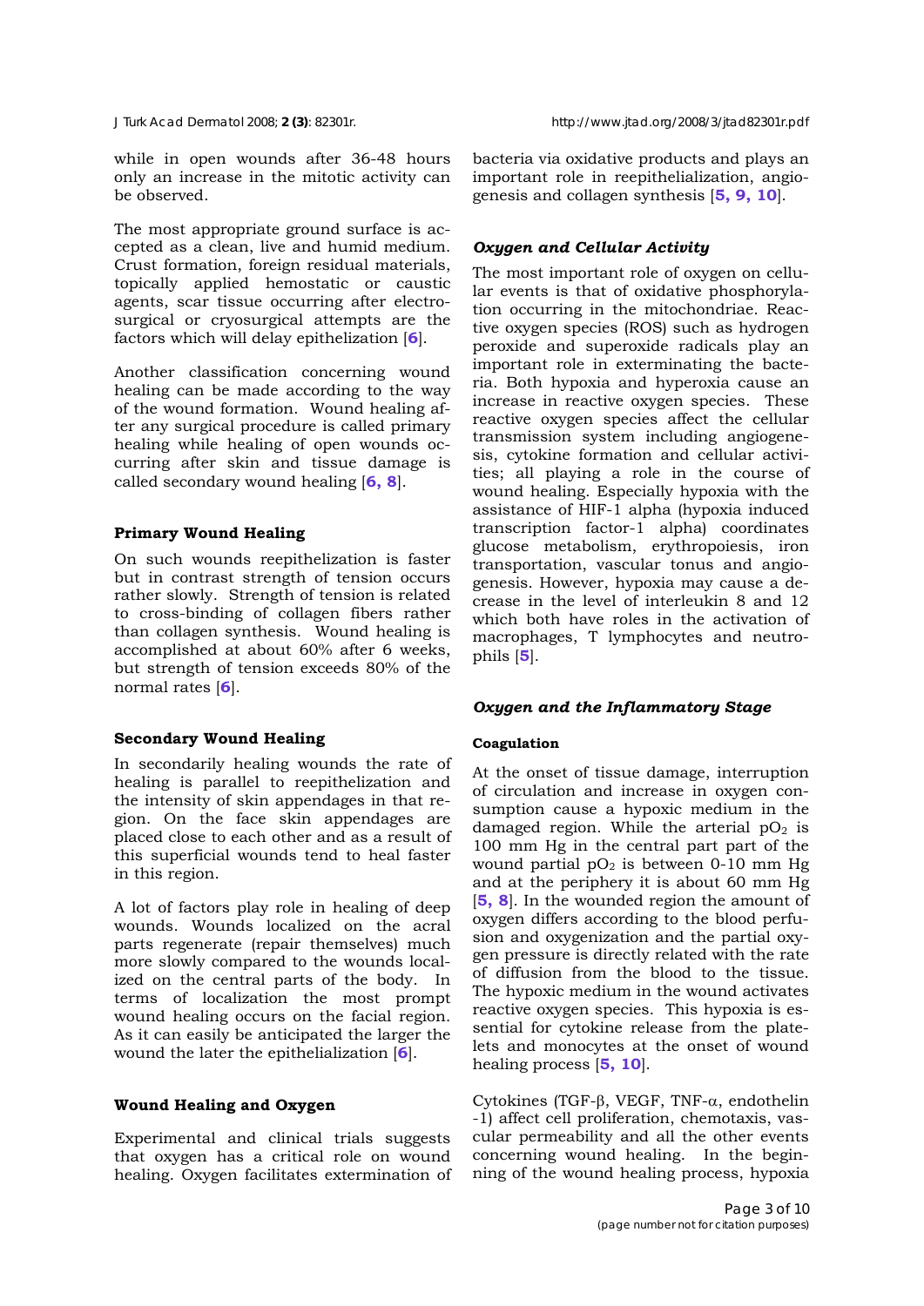while in open wounds after 36-48 hours only an increase in the mitotic activity can be observed.

The most appropriate ground surface is accepted as a clean, live and humid medium. Crust formation, foreign residual materials, topically applied hemostatic or caustic agents, scar tissue occurring after electrosurgical or cryosurgical attempts are the factors which will delay epithelization [6].

Another classification concerning wound healing can be made according to the way of the wound formation. Wound healing after any surgical procedure is called primary healing while healing of open wounds occurring after skin and tissue damage is called secondary wound healing [6, 8].

## Primary Wound Healing

On such wounds reepithelization is faster but in contrast strength of tension occurs rather slowly. Strength of tension is related to cross-binding of collagen fibers rather than collagen synthesis. Wound healing is accomplished at about 60% after 6 weeks, but strength of tension exceeds 80% of the normal rates [6].

## Secondary Wound Healing

In secondarily healing wounds the rate of healing is parallel to reepithelization and the intensity of skin appendages in that region. On the face skin appendages are placed close to each other and as a result of this superficial wounds tend to heal faster in this region.

A lot of factors play role in healing of deep wounds. Wounds localized on the acral parts regenerate (repair themselves) much more slowly compared to the wounds localized on the central parts of the body. In terms of localization the most prompt wound healing occurs on the facial region. As it can easily be anticipated the larger the wound the later the epithelialization [6].

## Wound Healing and Oxygen

Experimental and clinical trials suggests that oxygen has a critical role on wound healing. Oxygen facilitates extermination of bacteria via oxidative products and plays an important role in reepithelialization, angiogenesis and collagen synthesis [5, 9, 10].

### *Oxygen and Cellular Activity*

The most important role of oxygen on cellular events is that of oxidative phosphorylation occurring in the mitochondriae. Reactive oxygen species (ROS) such as hydrogen peroxide and superoxide radicals play an important role in exterminating the bacteria. Both hypoxia and hyperoxia cause an increase in reactive oxygen species. These reactive oxygen species affect the cellular transmission system including angiogenesis, cytokine formation and cellular activities; all playing a role in the course of wound healing. Especially hypoxia with the assistance of HIF-1 alpha (hypoxia induced transcription factor-1 alpha) coordinates glucose metabolism, erythropoiesis, iron transportation, vascular tonus and angiogenesis. However, hypoxia may cause a decrease in the level of interleukin 8 and 12 which both have roles in the activation of macrophages, T lymphocytes and neutrophils [5].

### *Oxygen and the Inflammatory Stage*

#### Coagulation

At the onset of tissue damage, interruption of circulation and increase in oxygen consumption cause a hypoxic medium in the damaged region. While the arterial $pO_2$ is 100 mm Hg in the central part part of the wound partial $pO_2$ is between 0-10 mm Hg and at the periphery it is about 60 mm Hg [5, 8]. In the wounded region the amount of oxygen differs according to the blood perfusion and oxygenization and the partial oxygen pressure is directly related with the rate of diffusion from the blood to the tissue. The hypoxic medium in the wound activates reactive oxygen species. This hypoxia is essential for cytokine release from the platelets and monocytes at the onset of wound healing process [5, 10].

Cytokines (TGF-$\beta$, VEGF, TNF-$\alpha$, endothelin -1) affect cell proliferation, chemotaxis, vascular permeability and all the other events concerning wound healing. In the beginning of the wound healing process, hypoxia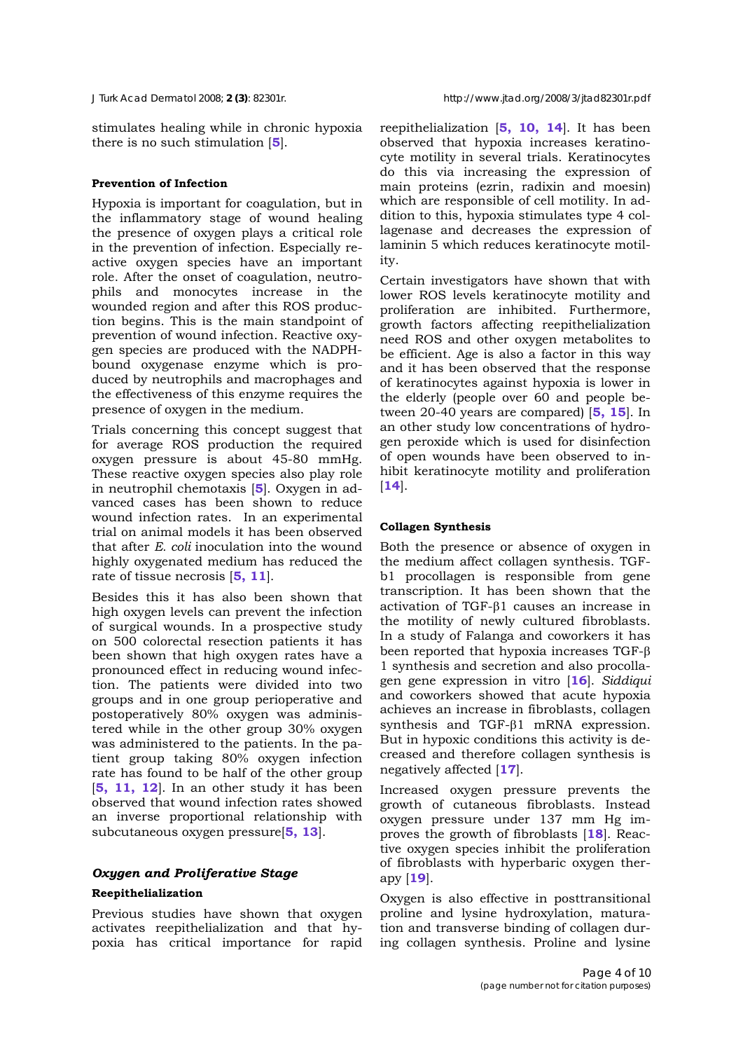stimulates healing while in chronic hypoxia there is no such stimulation [5].

**Prevention of Infection**

Hypoxia is important for coagulation, but in the inflammatory stage of wound healing the presence of oxygen plays a critical role in the prevention of infection. Especially reactive oxygen species have an important role. After the onset of coagulation, neutrophils and monocytes increase in the wounded region and after this ROS production begins. This is the main standpoint of prevention of wound infection. Reactive oxygen species are produced with the NADPH-bound oxygenase enzyme which is produced by neutrophils and macrophages and the effectiveness of this enzyme requires the presence of oxygen in the medium.

Trials concerning this concept suggest that for average ROS production the required oxygen pressure is about 45-80 mmHg. These reactive oxygen species also play role in neutrophil chemotaxis [5]. Oxygen in advanced cases has been shown to reduce wound infection rates. In an experimental trial on animal models it has been observed that after *E. coli* inoculation into the wound highly oxygenated medium has reduced the rate of tissue necrosis [5, 11].

Besides this it has also been shown that high oxygen levels can prevent the infection of surgical wounds. In a prospective study on 500 colorectal resection patients it has been shown that high oxygen rates have a pronounced effect in reducing wound infection. The patients were divided into two groups and in one group perioperative and postoperatively 80% oxygen was administered while in the other group 30% oxygen was administered to the patients. In the patient group taking 80% oxygen infection rate has found to be half of the other group [5, 11, 12]. In an other study it has been observed that wound infection rates showed an inverse proportional relationship with subcutaneous oxygen pressure[5, 13].

### *Oxygen and Proliferative Stage*

**Reepithelialization**

Previous studies have shown that oxygen activates reepithelialization and that hypoxia has critical importance for rapid reepithelialization [5, 10, 14]. It has been observed that hypoxia increases keratinocyte motility in several trials. Keratinocytes do this via increasing the expression of main proteins (ezrin, radixin and moesin) which are responsible of cell motility. In addition to this, hypoxia stimulates type 4 collagenase and decreases the expression of laminin 5 which reduces keratinocyte motility.

Certain investigators have shown that with lower ROS levels keratinocyte motility and proliferation are inhibited. Furthermore, growth factors affecting reepithelialization need ROS and other oxygen metabolites to be efficient. Age is also a factor in this way and it has been observed that the response of keratinocytes against hypoxia is lower in the elderly (people over 60 and people between 20-40 years are compared) [5, 15]. In an other study low concentrations of hydrogen peroxide which is used for disinfection of open wounds have been observed to inhibit keratinocyte motility and proliferation [14].

**Collagen Synthesis**

Both the presence or absence of oxygen in the medium affect collagen synthesis. TGF-b1 procollagen is responsible from gene transcription. It has been shown that the activation of TGF-$\beta$1 causes an increase in the motility of newly cultured fibroblasts. In a study of Falanga and coworkers it has been reported that hypoxia increases TGF-$\beta$ 1 synthesis and secretion and also procollagen gene expression in vitro [16]. *Siddiqui* and coworkers showed that acute hypoxia achieves an increase in fibroblasts, collagen synthesis and TGF-$\beta$1 mRNA expression. But in hypoxic conditions this activity is decreased and therefore collagen synthesis is negatively affected [17].

Increased oxygen pressure prevents the growth of cutaneous fibroblasts. Instead oxygen pressure under 137 mm Hg improves the growth of fibroblasts [18]. Reactive oxygen species inhibit the proliferation of fibroblasts with hyperbaric oxygen therapy [19].

Oxygen is also effective in posttransitional proline and lysine hydroxylation, maturation and transverse binding of collagen during collagen synthesis. Proline and lysine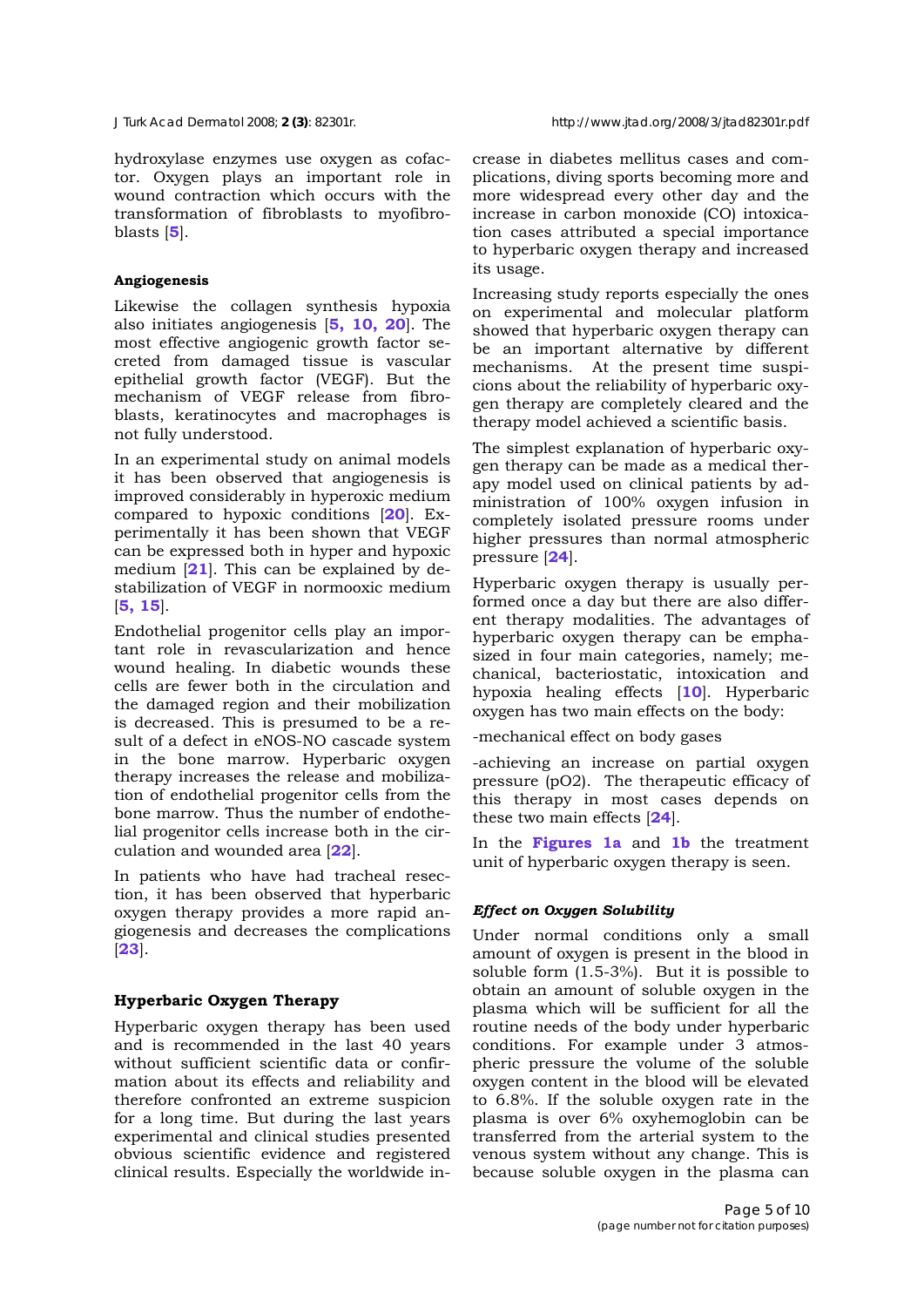hydroxylase enzymes use oxygen as cofactor. Oxygen plays an important role in wound contraction which occurs with the transformation of fibroblasts to myofibroblasts [5].

**Angiogenesis**

Likewise the collagen synthesis hypoxia also initiates angiogenesis [5, 10, 20]. The most effective angiogenic growth factor secreted from damaged tissue is vascular epithelial growth factor (VEGF). But the mechanism of VEGF release from fibroblasts, keratinocytes and macrophages is not fully understood.

In an experimental study on animal models it has been observed that angiogenesis is improved considerably in hyperoxic medium compared to hypoxic conditions [20]. Experimentally it has been shown that VEGF can be expressed both in hyper and hypoxic medium [21]. This can be explained by destabilization of VEGF in normooxic medium [5, 15].

Endothelial progenitor cells play an important role in revascularization and hence wound healing. In diabetic wounds these cells are fewer both in the circulation and the damaged region and their mobilization is decreased. This is presumed to be a result of a defect in eNOS-NO cascade system in the bone marrow. Hyperbaric oxygen therapy increases the release and mobilization of endothelial progenitor cells from the bone marrow. Thus the number of endothelial progenitor cells increase both in the circulation and wounded area [22].

In patients who have had tracheal resection, it has been observed that hyperbaric oxygen therapy provides a more rapid angiogenesis and decreases the complications [23].

**Hyperbaric Oxygen Therapy**

Hyperbaric oxygen therapy has been used and is recommended in the last 40 years without sufficient scientific data or confirmation about its effects and reliability and therefore confronted an extreme suspicion for a long time. But during the last years experimental and clinical studies presented obvious scientific evidence and registered clinical results. Especially the worldwide increase in diabetes mellitus cases and complications, diving sports becoming more and more widespread every other day and the increase in carbon monoxide (CO) intoxication cases attributed a special importance to hyperbaric oxygen therapy and increased its usage.

Increasing study reports especially the ones on experimental and molecular platform showed that hyperbaric oxygen therapy can be an important alternative by different mechanisms. At the present time suspicions about the reliability of hyperbaric oxygen therapy are completely cleared and the therapy model achieved a scientific basis.

The simplest explanation of hyperbaric oxygen therapy can be made as a medical therapy model used on clinical patients by administration of 100% oxygen infusion in completely isolated pressure rooms under higher pressures than normal atmospheric pressure [24].

Hyperbaric oxygen therapy is usually performed once a day but there are also different therapy modalities. The advantages of hyperbaric oxygen therapy can be emphasized in four main categories, namely; mechanical, bacteriostatic, intoxication and hypoxia healing effects [10]. Hyperbaric oxygen has two main effects on the body:

-mechanical effect on body gases

-achieving an increase on partial oxygen pressure ($pO_2$). The therapeutic efficacy of this therapy in most cases depends on these two main effects [24].

In the Figures 1a and 1b the treatment unit of hyperbaric oxygen therapy is seen.

***Effect on Oxygen Solubility***

Under normal conditions only a small amount of oxygen is present in the blood in soluble form (1.5-3%). But it is possible to obtain an amount of soluble oxygen in the plasma which will be sufficient for all the routine needs of the body under hyperbaric conditions. For example under 3 atmospheric pressure the volume of the soluble oxygen content in the blood will be elevated to 6.8%. If the soluble oxygen rate in the plasma is over 6% oxyhemoglobin can be transferred from the arterial system to the venous system without any change. This is because soluble oxygen in the plasma can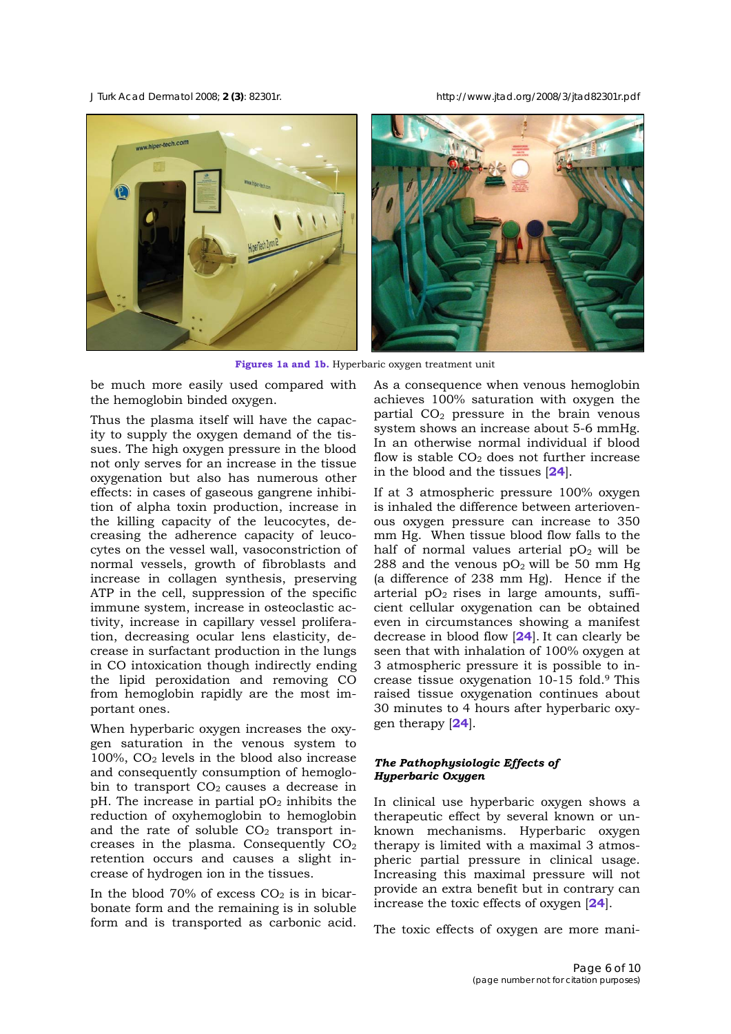**Figures 1a and 1b.** Hyperbaric oxygen treatment unit

be much more easily used compared with the hemoglobin binded oxygen.

Thus the plasma itself will have the capacity to supply the oxygen demand of the tissues. The high oxygen pressure in the blood not only serves for an increase in the tissue oxygenation but also has numerous other effects: in cases of gaseous gangrene inhibition of alpha toxin production, increase in the killing capacity of the leucocytes, decreasing the adherence capacity of leucocytes on the vessel wall, vasoconstriction of normal vessels, growth of fibroblasts and increase in collagen synthesis, preserving ATP in the cell, suppression of the specific immune system, increase in osteoclastic activity, increase in capillary vessel proliferation, decreasing ocular lens elasticity, decrease in surfactant production in the lungs in CO intoxication though indirectly ending the lipid peroxidation and removing CO from hemoglobin rapidly are the most important ones.

When hyperbaric oxygen increases the oxygen saturation in the venous system to 100%, $CO_2$ levels in the blood also increase and consequently consumption of hemoglobin to transport $CO_2$ causes a decrease in pH. The increase in partial $pO_2$ inhibits the reduction of oxyhemoglobin to hemoglobin and the rate of soluble $CO_2$ transport increases in the plasma. Consequently $CO_2$ retention occurs and causes a slight increase of hydrogen ion in the tissues.

In the blood 70% of excess $CO_2$ is in bicarbonate form and the remaining is in soluble form and is transported as carbonic acid. As a consequence when venous hemoglobin achieves 100% saturation with oxygen the partial $CO_2$ pressure in the brain venous system shows an increase about 5-6 mmHg. In an otherwise normal individual if blood flow is stable $CO_2$ does not further increase in the blood and the tissues [24].

If at 3 atmospheric pressure 100% oxygen is inhaled the difference between arteriovenous oxygen pressure can increase to 350 mm Hg. When tissue blood flow falls to the half of normal values arterial $pO_2$ will be 288 and the venous $pO_2$ will be 50 mm Hg (a difference of 238 mm Hg). Hence if the arterial $pO_2$ rises in large amounts, sufficient cellular oxygenation can be obtained even in circumstances showing a manifest decrease in blood flow [24]. It can clearly be seen that with inhalation of 100% oxygen at 3 atmospheric pressure it is possible to increase tissue oxygenation 10-15 fold.[9] This raised tissue oxygenation continues about 30 minutes to 4 hours after hyperbaric oxygen therapy [24].

### *The Pathophysiologic Effects of Hyperbaric Oxygen*

In clinical use hyperbaric oxygen shows a therapeutic effect by several known or unknown mechanisms. Hyperbaric oxygen therapy is limited with a maximal 3 atmospheric partial pressure in clinical usage. Increasing this maximal pressure will not provide an extra benefit but in contrary can increase the toxic effects of oxygen [24].

The toxic effects of oxygen are more mani-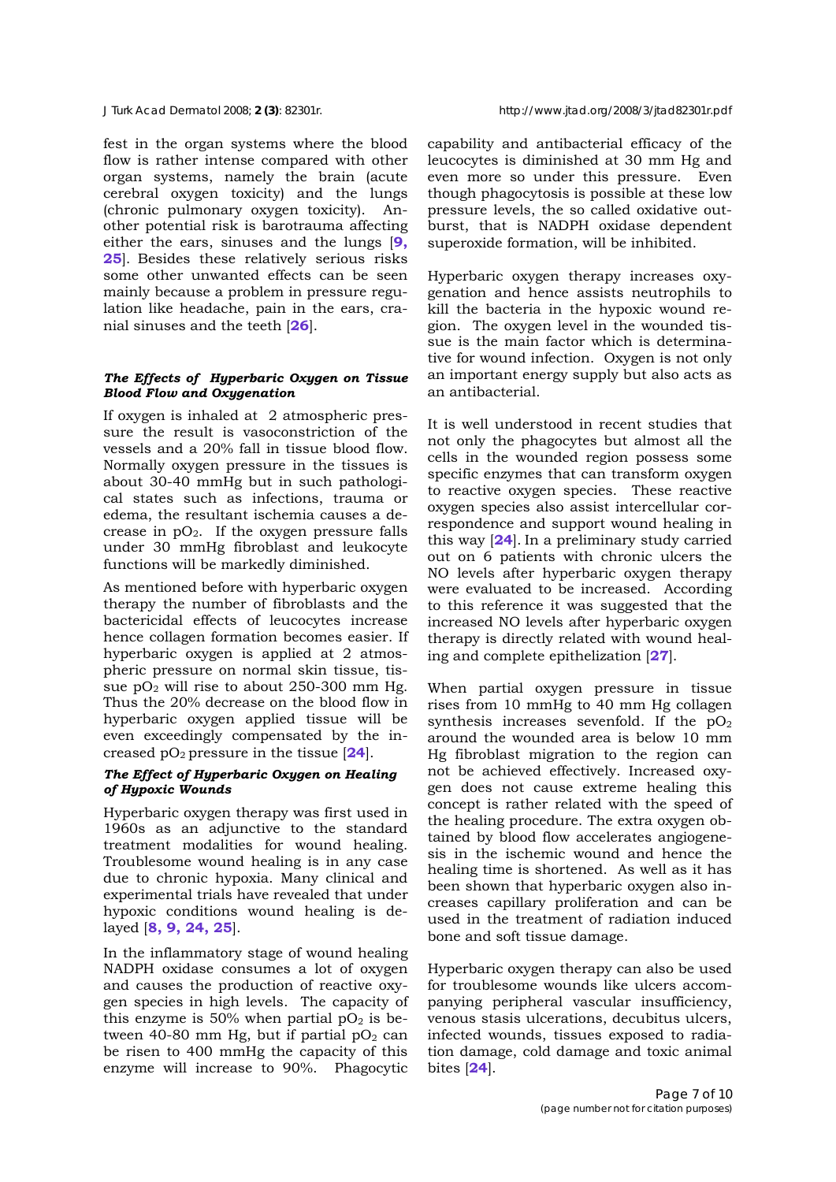fest in the organ systems where the blood flow is rather intense compared with other organ systems, namely the brain (acute cerebral oxygen toxicity) and the lungs (chronic pulmonary oxygen toxicity). Another potential risk is barotrauma affecting either the ears, sinuses and the lungs [9, 25]. Besides these relatively serious risks some other unwanted effects can be seen mainly because a problem in pressure regulation like headache, pain in the ears, cranial sinuses and the teeth [26].

### *The Effects of Hyperbaric Oxygen on Tissue Blood Flow and Oxygenation*

If oxygen is inhaled at 2 atmospheric pressure the result is vasoconstriction of the vessels and a 20% fall in tissue blood flow. Normally oxygen pressure in the tissues is about 30-40 mmHg but in such pathological states such as infections, trauma or edema, the resultant ischemia causes a decrease in $pO_2$. If the oxygen pressure falls under 30 mmHg fibroblast and leukocyte functions will be markedly diminished.

As mentioned before with hyperbaric oxygen therapy the number of fibroblasts and the bactericidal effects of leucocytes increase hence collagen formation becomes easier. If hyperbaric oxygen is applied at 2 atmospheric pressure on normal skin tissue, tissue $pO_2$ will rise to about 250-300 mm Hg. Thus the 20% decrease on the blood flow in hyperbaric oxygen applied tissue will be even exceedingly compensated by the increased $pO_2$ pressure in the tissue [24].

### *The Effect of Hyperbaric Oxygen on Healing of Hypoxic Wounds*

Hyperbaric oxygen therapy was first used in 1960s as an adjunctive to the standard treatment modalities for wound healing. Troublesome wound healing is in any case due to chronic hypoxia. Many clinical and experimental trials have revealed that under hypoxic conditions wound healing is delayed [8, 9, 24, 25].

In the inflammatory stage of wound healing NADPH oxidase consumes a lot of oxygen and causes the production of reactive oxygen species in high levels. The capacity of this enzyme is 50% when partial $pO_2$ is between 40-80 mm Hg, but if partial $pO_2$ can be risen to 400 mmHg the capacity of this enzyme will increase to 90%. Phagocytic capability and antibacterial efficacy of the leucocytes is diminished at 30 mm Hg and even more so under this pressure. Even though phagocytosis is possible at these low pressure levels, the so called oxidative outburst, that is NADPH oxidase dependent superoxide formation, will be inhibited.

Hyperbaric oxygen therapy increases oxygenation and hence assists neutrophils to kill the bacteria in the hypoxic wound region. The oxygen level in the wounded tissue is the main factor which is determinative for wound infection. Oxygen is not only an important energy supply but also acts as an antibacterial.

It is well understood in recent studies that not only the phagocytes but almost all the cells in the wounded region possess some specific enzymes that can transform oxygen to reactive oxygen species. These reactive oxygen species also assist intercellular correspondence and support wound healing in this way [24]. In a preliminary study carried out on 6 patients with chronic ulcers the NO levels after hyperbaric oxygen therapy were evaluated to be increased. According to this reference it was suggested that the increased NO levels after hyperbaric oxygen therapy is directly related with wound healing and complete epithelization [27].

When partial oxygen pressure in tissue rises from 10 mmHg to 40 mm Hg collagen synthesis increases sevenfold. If the $pO_2$ around the wounded area is below 10 mm Hg fibroblast migration to the region can not be achieved effectively. Increased oxygen does not cause extreme healing this concept is rather related with the speed of the healing procedure. The extra oxygen obtained by blood flow accelerates angiogenesis in the ischemic wound and hence the healing time is shortened. As well as it has been shown that hyperbaric oxygen also increases capillary proliferation and can be used in the treatment of radiation induced bone and soft tissue damage.

Hyperbaric oxygen therapy can also be used for troublesome wounds like ulcers accompanying peripheral vascular insufficiency, venous stasis ulcerations, decubitus ulcers, infected wounds, tissues exposed to radiation damage, cold damage and toxic animal bites [24].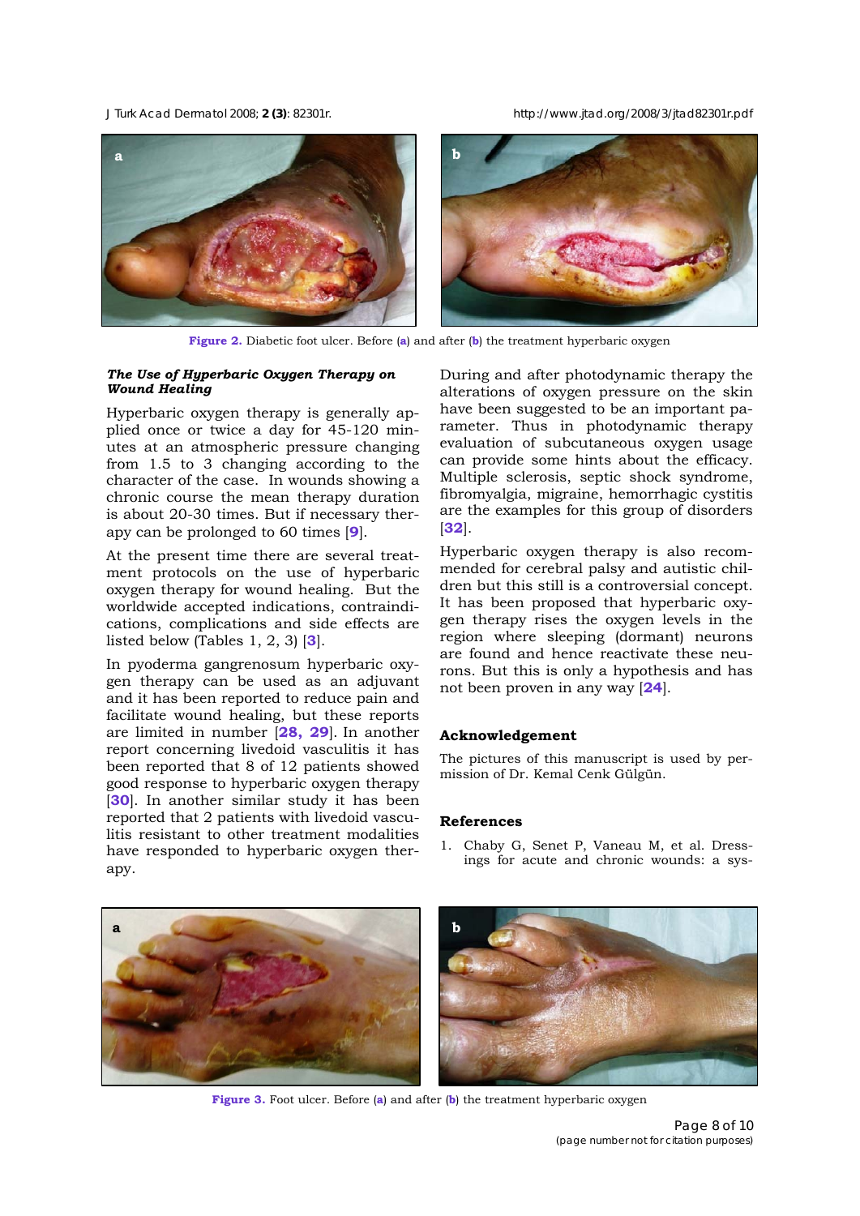Figure 2. Diabetic foot ulcer. Before (a) and after (b) the treatment hyperbaric oxygen

***The Use of Hyperbaric Oxygen Therapy on Wound Healing***

Hyperbaric oxygen therapy is generally applied once or twice a day for 45-120 minutes at an atmospheric pressure changing from 1.5 to 3 changing according to the character of the case. In wounds showing a chronic course the mean therapy duration is about 20-30 times. But if necessary therapy can be prolonged to 60 times [9].

At the present time there are several treatment protocols on the use of hyperbaric oxygen therapy for wound healing. But the worldwide accepted indications, contraindications, complications and side effects are listed below (Tables 1, 2, 3) [3].

In pyoderma gangrenosum hyperbaric oxygen therapy can be used as an adjuvant and it has been reported to reduce pain and facilitate wound healing, but these reports are limited in number [28, 29]. In another report concerning livedoid vasculitis it has been reported that 8 of 12 patients showed good response to hyperbaric oxygen therapy [30]. In another similar study it has been reported that 2 patients with livedoid vasculitis resistant to other treatment modalities have responded to hyperbaric oxygen therapy.

During and after photodynamic therapy the alterations of oxygen pressure on the skin have been suggested to be an important parameter. Thus in photodynamic therapy evaluation of subcutaneous oxygen usage can provide some hints about the efficacy. Multiple sclerosis, septic shock syndrome, fibromyalgia, migraine, hemorrhagic cystitis are the examples for this group of disorders [32].

Hyperbaric oxygen therapy is also recommended for cerebral palsy and autistic children but this still is a controversial concept. It has been proposed that hyperbaric oxygen therapy rises the oxygen levels in the region where sleeping (dormant) neurons are found and hence reactivate these neurons. But this is only a hypothesis and has not been proven in any way [24].

## Acknowledgement

The pictures of this manuscript is used by permission of Dr. Kemal Cenk Gülgün.

## References

1. Chaby G, Senet P, Vaneau M, et al. Dressings for acute and chronic wounds: a sys-

Figure 3. Foot ulcer. Before (a) and after (b) the treatment hyperbaric oxygen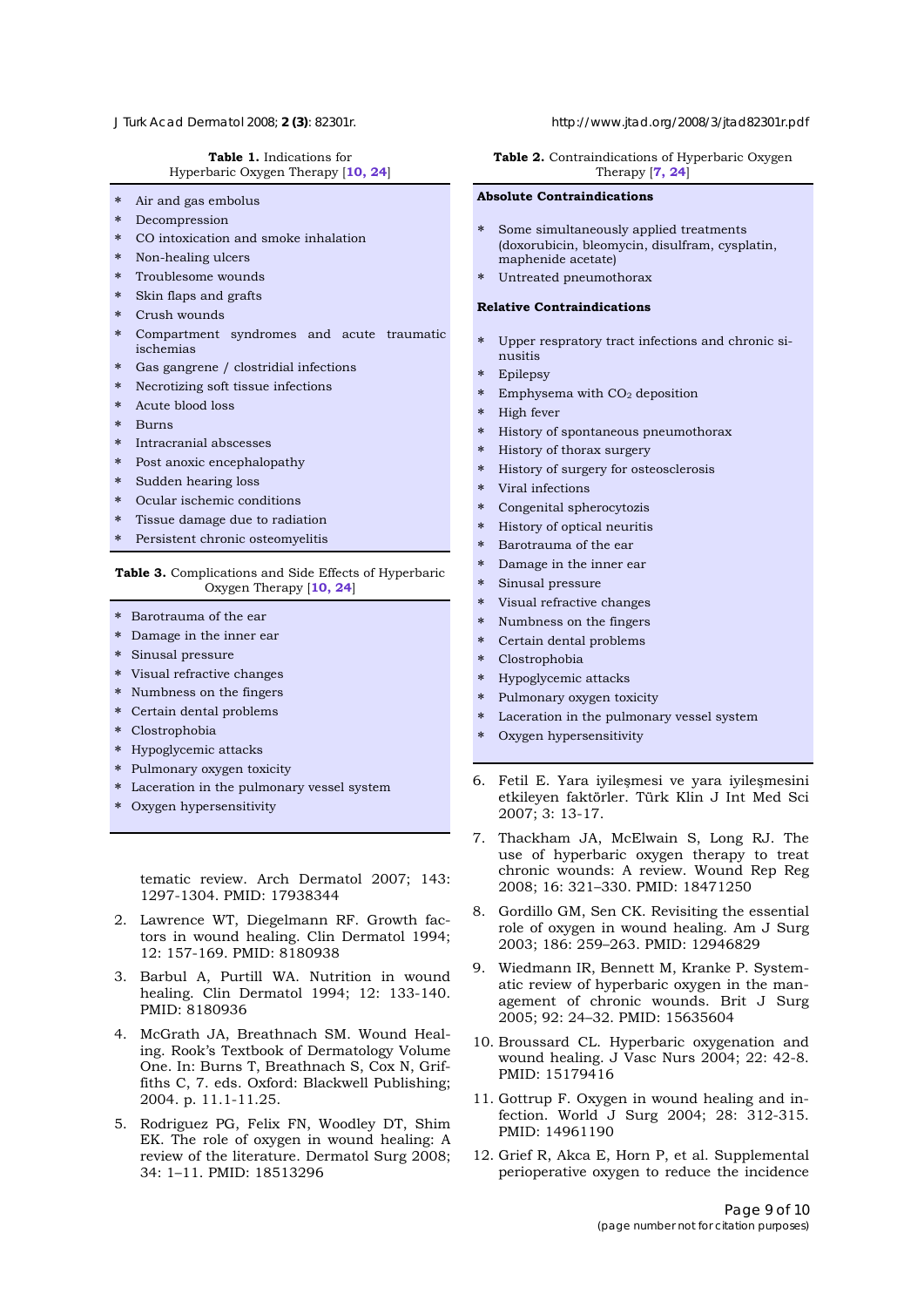**Table 1.** Indications for Hyperbaric Oxygen Therapy [10, 24]

* Air and gas embolus
* Decompression
* CO intoxication and smoke inhalation
* Non-healing ulcers
* Troublesome wounds
* Skin flaps and grafts
* Crush wounds
* Compartment syndromes and acute traumatic ischemias
* Gas gangrene / clostridial infections
* Necrotizing soft tissue infections
* Acute blood loss
* Burns
* Intracranial abscesses
* Post anoxic encephalopathy
* Sudden hearing loss
* Ocular ischemic conditions
* Tissue damage due to radiation
* Persistent chronic osteomyelitis

**Table 3.** Complications and Side Effects of Hyperbaric Oxygen Therapy [10, 24]

* Barotrauma of the ear
* Damage in the inner ear
* Sinusal pressure
* Visual refractive changes
* Numbness on the fingers
* Certain dental problems
* Clostrophobia
* Hypoglycemic attacks
* Pulmonary oxygen toxicity
* Laceration in the pulmonary vessel system
* Oxygen hypersensitivity

tematic review. Arch Dermatol 2007; 143: 1297-1304. PMID: 17938344

2. Lawrence WT, Diegelmann RF. Growth factors in wound healing. Clin Dermatol 1994; 12: 157-169. PMID: 8180938
3. Barbul A, Purtill WA. Nutrition in wound healing. Clin Dermatol 1994; 12: 133-140. PMID: 8180936
4. McGrath JA, Breathnach SM. Wound Healing. Rook's Textbook of Dermatology Volume One. In: Burns T, Breathnach S, Cox N, Griffiths C, 7. eds. Oxford: Blackwell Publishing; 2004. p. 11.1-11.25.
5. Rodriguez PG, Felix FN, Woodley DT, Shim EK. The role of oxygen in wound healing: A review of the literature. Dermatol Surg 2008; 34: 1–11. PMID: 18513296

**Table 2.** Contraindications of Hyperbaric Oxygen Therapy [7, 24]

**Absolute Contraindications**

* Some simultaneously applied treatments (doxorubicin, bleomycin, disulfram, cysplatin, maphenide acetate)
* Untreated pneumothorax

**Relative Contraindications**

* Upper respratory tract infections and chronic sinusitis
* Epilepsy
* Emphysema with $CO_2$ deposition
* High fever
* History of spontaneous pneumothorax
* History of thorax surgery
* History of surgery for osteosclerosis
* Viral infections
* Congenital spherocytozis
* History of optical neuritis
* Barotrauma of the ear
* Damage in the inner ear
* Sinusal pressure
* Visual refractive changes
* Numbness on the fingers
* Certain dental problems
* Clostrophobia
* Hypoglycemic attacks
* Pulmonary oxygen toxicity
* Laceration in the pulmonary vessel system
* Oxygen hypersensitivity

6. Fetil E. Yara iyileşmesi ve yara iyileşmesini etkileyen faktörler. Türk Klin J Int Med Sci 2007; 3: 13-17.
7. Thackham JA, McElwain S, Long RJ. The use of hyperbaric oxygen therapy to treat chronic wounds: A review. Wound Rep Reg 2008; 16: 321–330. PMID: 18471250
8. Gordillo GM, Sen CK. Revisiting the essential role of oxygen in wound healing. Am J Surg 2003; 186: 259–263. PMID: 12946829
9. Wiedmann IR, Bennett M, Kranke P. Systematic review of hyperbaric oxygen in the management of chronic wounds. Brit J Surg 2005; 92: 24–32. PMID: 15635604
10. Broussard CL. Hyperbaric oxygenation and wound healing. J Vasc Nurs 2004; 22: 42-8. PMID: 15179416
11. Gottrup F. Oxygen in wound healing and infection. World J Surg 2004; 28: 312-315. PMID: 14961190
12. Grief R, Akca E, Horn P, et al. Supplemental perioperative oxygen to reduce the incidence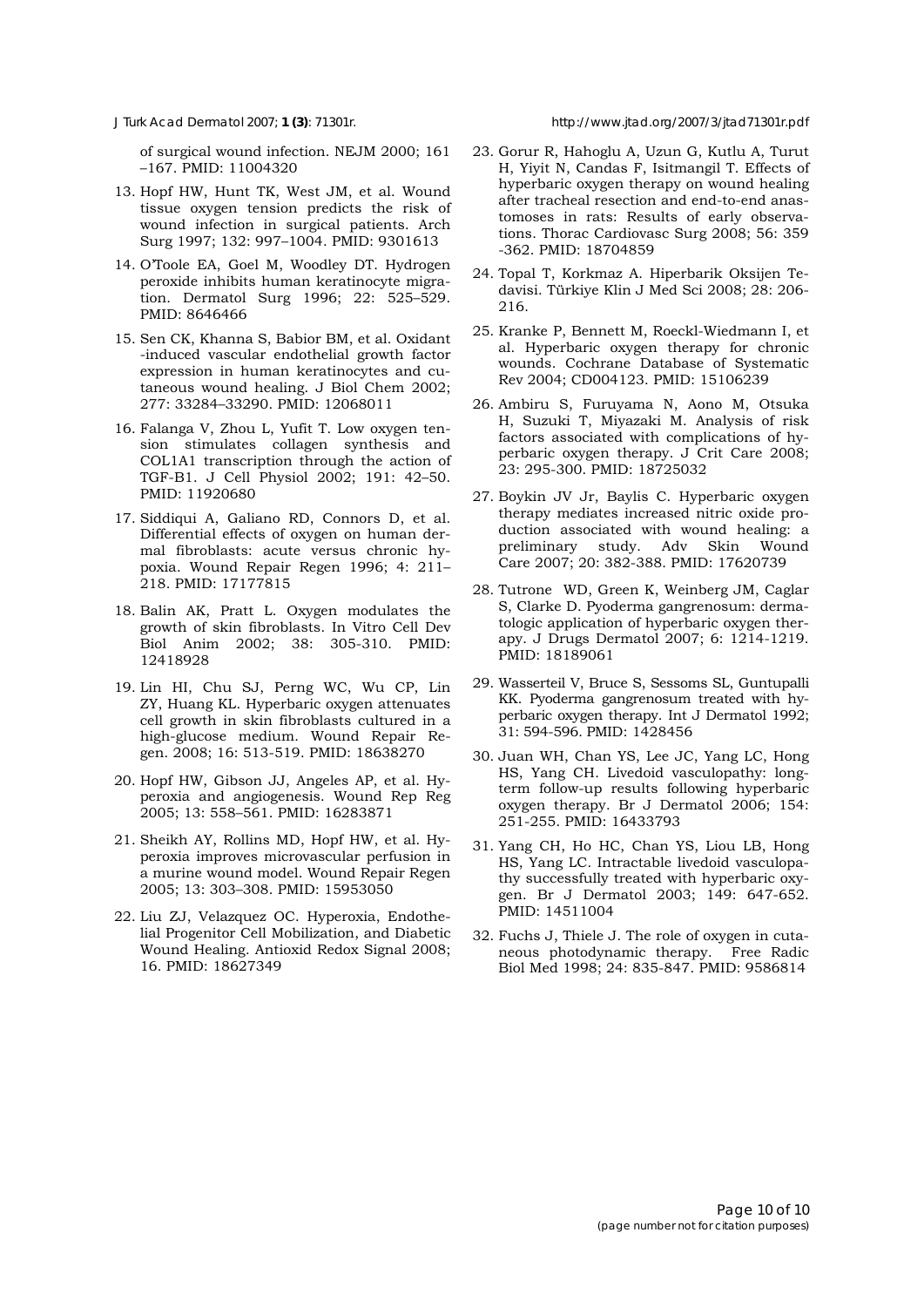of surgical wound infection. NEJM 2000; 161 –167. PMID: 11004320

13. Hopf HW, Hunt TK, West JM, et al. Wound tissue oxygen tension predicts the risk of wound infection in surgical patients. Arch Surg 1997; 132: 997–1004. PMID: 9301613
14. O'Toole EA, Goel M, Woodley DT. Hydrogen peroxide inhibits human keratinocyte migration. Dermatol Surg 1996; 22: 525–529. PMID: 8646466
15. Sen CK, Khanna S, Babior BM, et al. Oxidant -induced vascular endothelial growth factor expression in human keratinocytes and cutaneous wound healing. J Biol Chem 2002; 277: 33284–33290. PMID: 12068011
16. Falanga V, Zhou L, Yufit T. Low oxygen tension stimulates collagen synthesis and COL1A1 transcription through the action of TGF-B1. J Cell Physiol 2002; 191: 42–50. PMID: 11920680
17. Siddiqui A, Galiano RD, Connors D, et al. Differential effects of oxygen on human dermal fibroblasts: acute versus chronic hypoxia. Wound Repair Regen 1996; 4: 211–218. PMID: 17177815
18. Balin AK, Pratt L. Oxygen modulates the growth of skin fibroblasts. In Vitro Cell Dev Biol Anim 2002; 38: 305-310. PMID: 12418928
19. Lin HI, Chu SJ, Perng WC, Wu CP, Lin ZY, Huang KL. Hyperbaric oxygen attenuates cell growth in skin fibroblasts cultured in a high-glucose medium. Wound Repair Regen. 2008; 16: 513-519. PMID: 18638270
20. Hopf HW, Gibson JJ, Angeles AP, et al. Hyperoxia and angiogenesis. Wound Rep Reg 2005; 13: 558–561. PMID: 16283871
21. Sheikh AY, Rollins MD, Hopf HW, et al. Hyperoxia improves microvascular perfusion in a murine wound model. Wound Repair Regen 2005; 13: 303–308. PMID: 15953050
22. Liu ZJ, Velazquez OC. Hyperoxia, Endothelial Progenitor Cell Mobilization, and Diabetic Wound Healing. Antioxid Redox Signal 2008; 16. PMID: 18627349
23. Gorur R, Hahoglu A, Uzun G, Kutlu A, Turut H, Yiyit N, Candas F, Isitmangil T. Effects of hyperbaric oxygen therapy on wound healing after tracheal resection and end-to-end anastomoses in rats: Results of early observations. Thorac Cardiovasc Surg 2008; 56: 359 -362. PMID: 18704859
24. Topal T, Korkmaz A. Hiperbarik Oksijen Tedavisi. Türkiye Klin J Med Sci 2008; 28: 206-216.
25. Kranke P, Bennett M, Roeckl-Wiedmann I, et al. Hyperbaric oxygen therapy for chronic wounds. Cochrane Database of Systematic Rev 2004; CD004123. PMID: 15106239
26. Ambiru S, Furuyama N, Aono M, Otsuka H, Suzuki T, Miyazaki M. Analysis of risk factors associated with complications of hyperbaric oxygen therapy. J Crit Care 2008; 23: 295-300. PMID: 18725032
27. Boykin JV Jr, Baylis C. Hyperbaric oxygen therapy mediates increased nitric oxide production associated with wound healing: a preliminary study. Adv Skin Wound Care 2007; 20: 382-388. PMID: 17620739
28. Tutrone WD, Green K, Weinberg JM, Caglar S, Clarke D. Pyoderma gangrenosum: dermatologic application of hyperbaric oxygen therapy. J Drugs Dermatol 2007; 6: 1214-1219. PMID: 18189061
29. Wasserteil V, Bruce S, Sessoms SL, Guntupalli KK. Pyoderma gangrenosum treated with hyperbaric oxygen therapy. Int J Dermatol 1992; 31: 594-596. PMID: 1428456
30. Juan WH, Chan YS, Lee JC, Yang LC, Hong HS, Yang CH. Livedoid vasculopathy: long-term follow-up results following hyperbaric oxygen therapy. Br J Dermatol 2006; 154: 251-255. PMID: 16433793
31. Yang CH, Ho HC, Chan YS, Liou LB, Hong HS, Yang LC. Intractable livedoid vasculopathy successfully treated with hyperbaric oxygen. Br J Dermatol 2003; 149: 647-652. PMID: 14511004
32. Fuchs J, Thiele J. The role of oxygen in cutaneous photodynamic therapy. Free Radic Biol Med 1998; 24: 835-847. PMID: 9586814